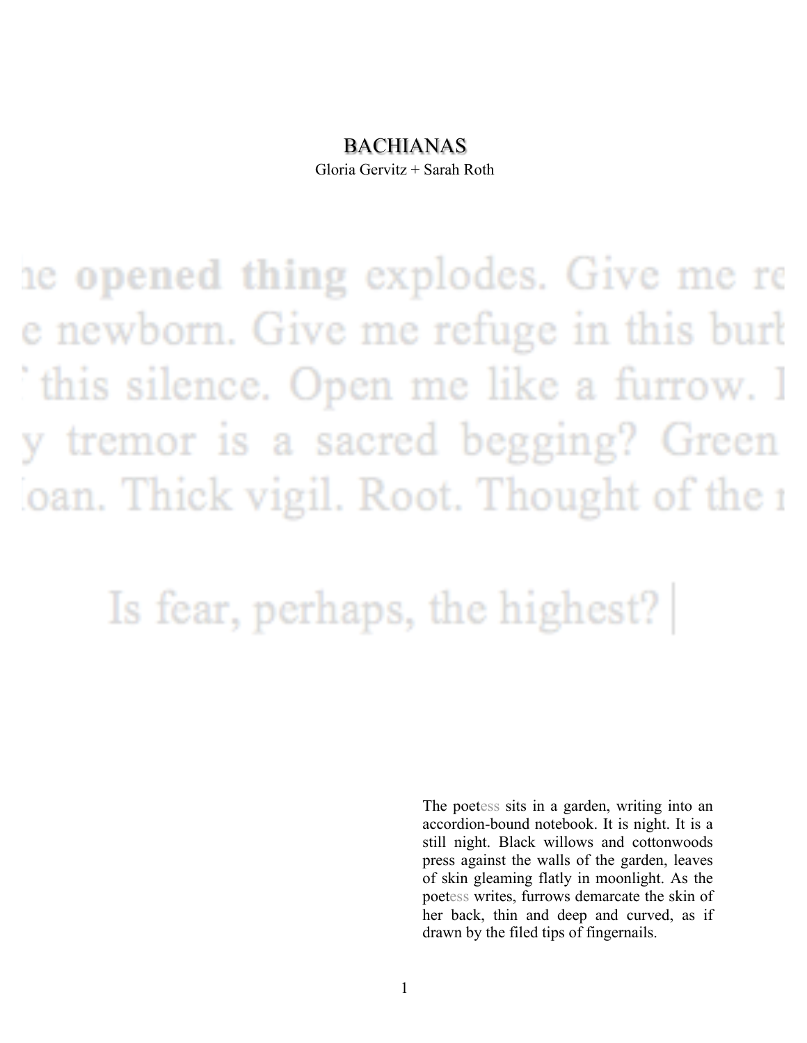# BACHIANAS

Gloria Gervitz + Sarah Roth

he **opened thing** explodes. Give me re
e newborn. Give me refuge in this burl
' this silence. Open me like a furrow. I
y tremor is a sacred begging? Green
oan. Thick vigil. Root. Thought of the r

Is fear, perhaps, the highest?|

The poetess sits in a garden, writing into an accordion-bound notebook. It is night. It is a still night. Black willows and cottonwoods press against the walls of the garden, leaves of skin gleaming flatly in moonlight. As the poetess writes, furrows demarcate the skin of her back, thin and deep and curved, as if drawn by the filed tips of fingernails.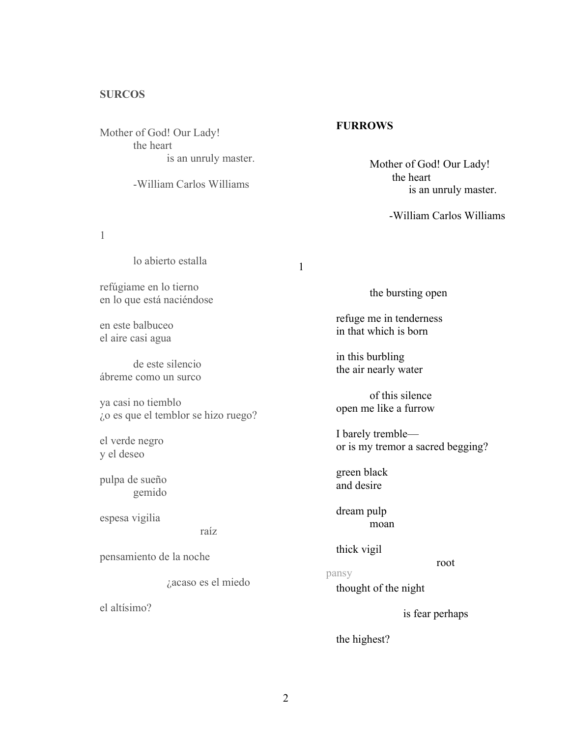**SURCOS**

Mother of God! Our Lady!
the heart
is an unruly master.

-William Carlos Williams

1

lo abierto estalla

refúgiame en lo tierno
en lo que está naciéndose

en este balbuceo
el aire casi agua

de este silencio
ábreme como un surco

ya casi no tiemblo
¿o es que el temblor se hizo ruego?

el verde negro
y el deseo

pulpa de sueño
gemido

espesa vigilia
raíz

pensamiento de la noche

¿acaso es el miedo

el altísimo?

**FURROWS**

Mother of God! Our Lady!
the heart
is an unruly master.

-William Carlos Williams

1

the bursting open

refuge me in tenderness
in that which is born

in this burbling
the air nearly water

of this silence
open me like a furrow

I barely tremble—
or is my tremor a sacred begging?

green black
and desire

dream pulp
moan

thick vigil
root

pansy

thought of the night

is fear perhaps

the highest?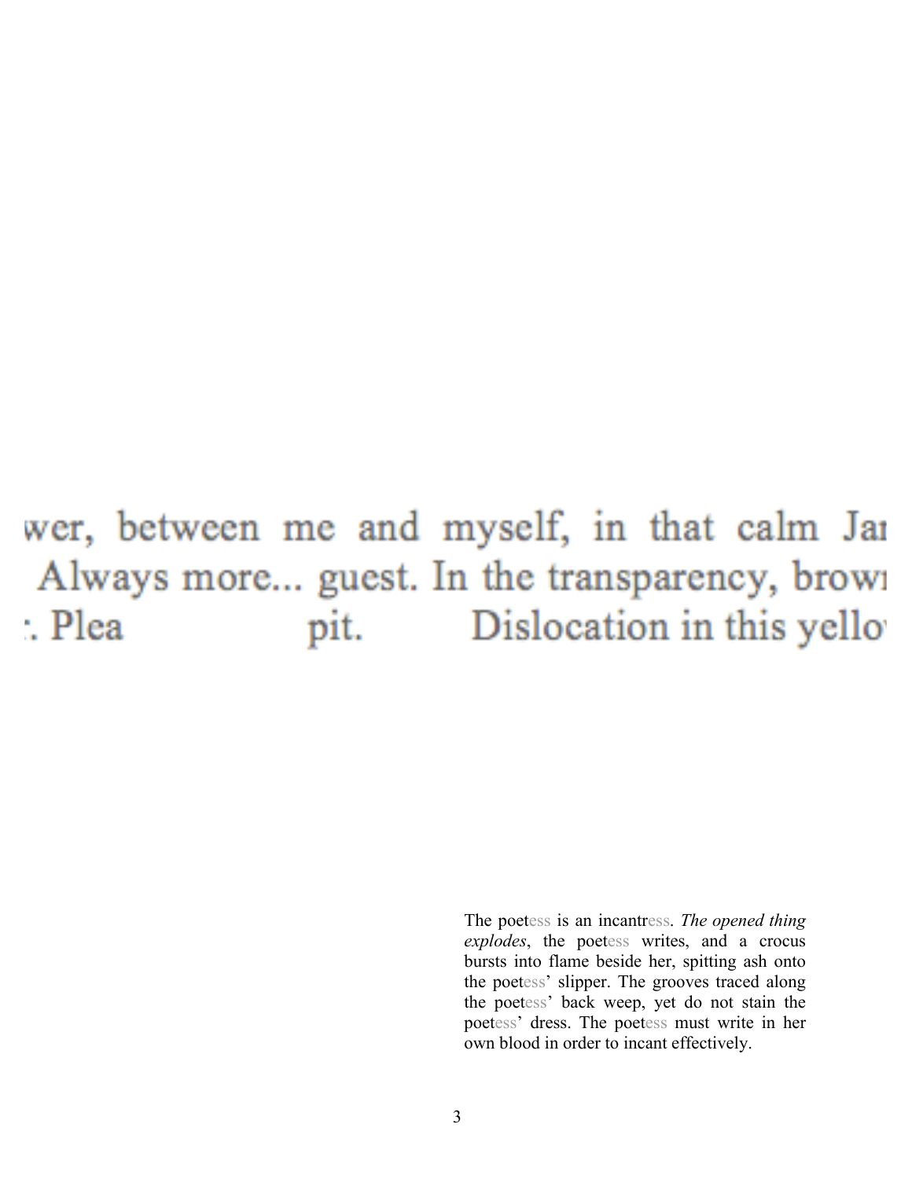wer, between me and myself, in that calm Ja
Always more... guest. In the transparency, brow
:. Plea pit. Dislocation in this yello

The poetess is an incantress. *The opened thing explodes*, the poetess writes, and a crocus bursts into flame beside her, spitting ash onto the poetess' slipper. The grooves traced along the poetess' back weep, yet do not stain the poetess' dress. The poetess must write in her own blood in order to incant effectively.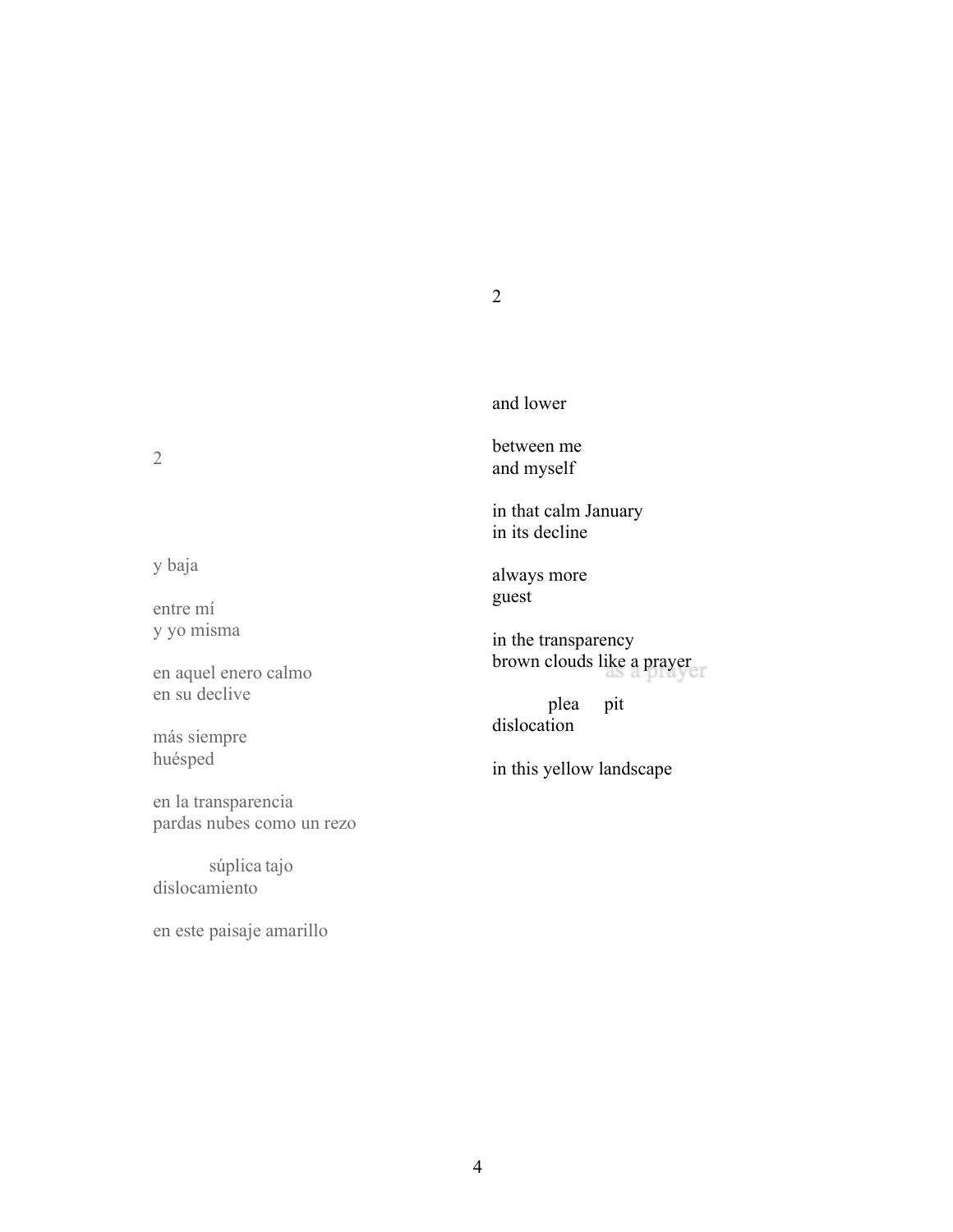2

y baja

entre mí
y yo misma

en aquel enero calmo
en su declive

más siempre
huésped

en la transparencia
pardas nubes como un rezo

súplica tajo
dislocamiento

en este paisaje amarillo

2

and lower

between me
and myself

in that calm January
in its decline

always more
guest

in the transparency
brown clouds like a prayer
as a prayer

plea pit
dislocation

in this yellow landscape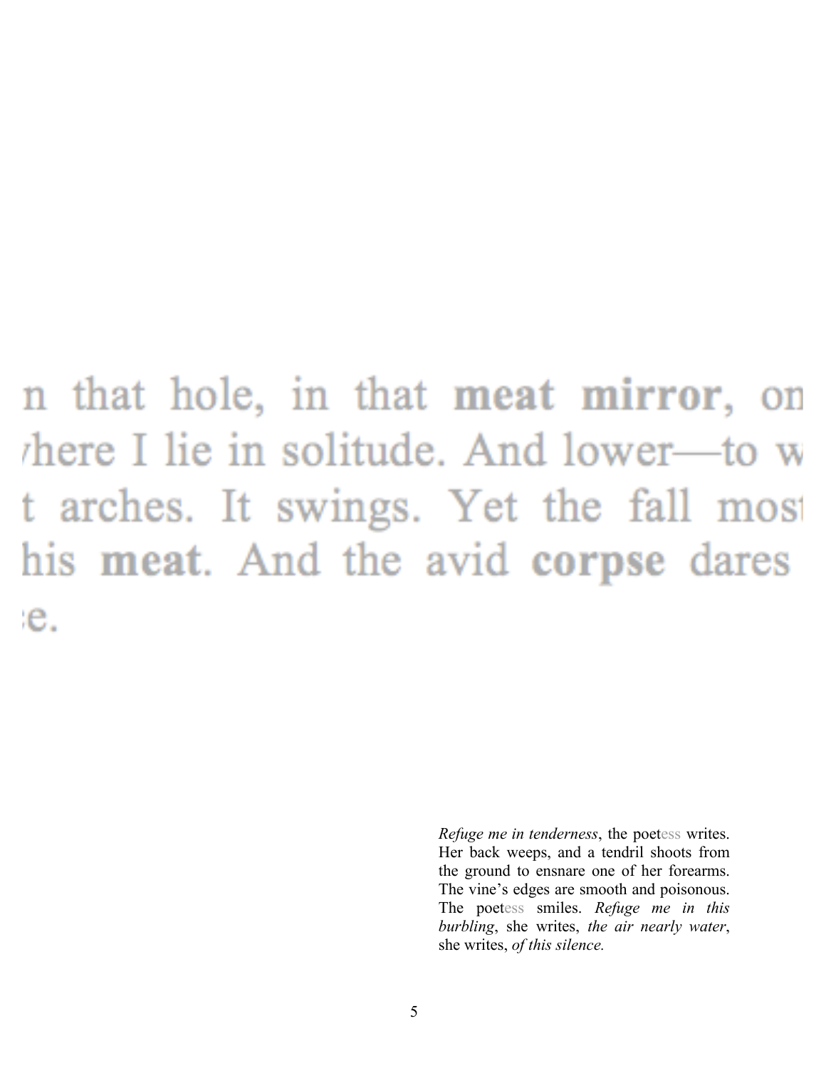n that hole, in that **meat mirror**, on
vhere I lie in solitude. And lower—to w
t arches. It swings. Yet the fall most
his **meat**. And the avid **corpse** dares
:e.

*Refuge me in tenderness*, the poetess writes. Her back weeps, and a tendril shoots from the ground to ensnare one of her forearms. The vine's edges are smooth and poisonous. The poetess smiles. *Refuge me in this burbling*, she writes, *the air nearly water*, she writes, *of this silence.*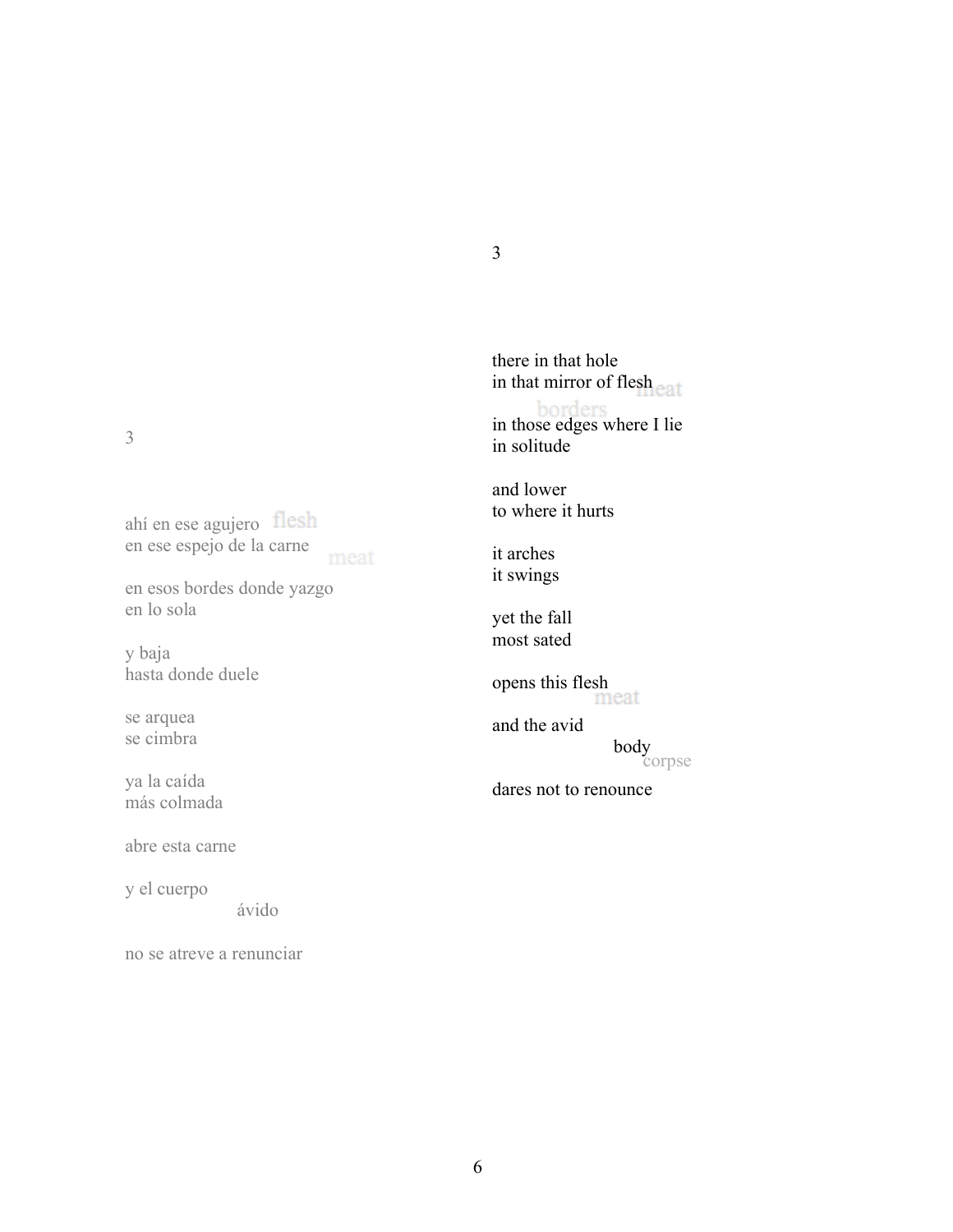3

ahí en ese agujero flesh
en ese espejo de la carne meat

en esos bordes donde yazgo
en lo sola

y baja
hasta donde duele

se arquea
se cimbra

ya la caída
más colmada

abre esta carne

y el cuerpo
ávido

no se atreve a renunciar

3

there in that hole
in that mirror of flesh meat
borders
in those edges where I lie
in solitude

and lower
to where it hurts

it arches
it swings

yet the fall
most sated

opens this flesh
meat

and the avid
body
corpse

dares not to renounce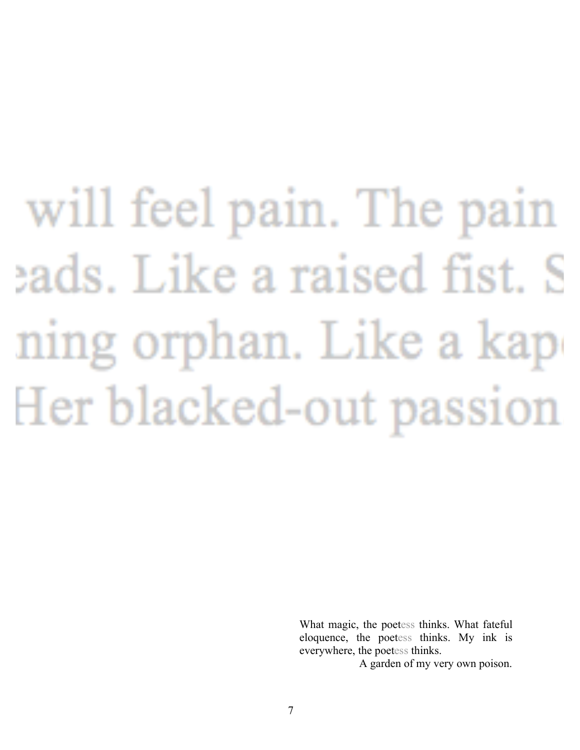will feel pain. The pain
eads. Like a raised fist. S
ning orphan. Like a kap
Her blacked-out passion

What magic, the poetess thinks. What fateful eloquence, the poetess thinks. My ink is everywhere, the poetess thinks.

A garden of my very own poison.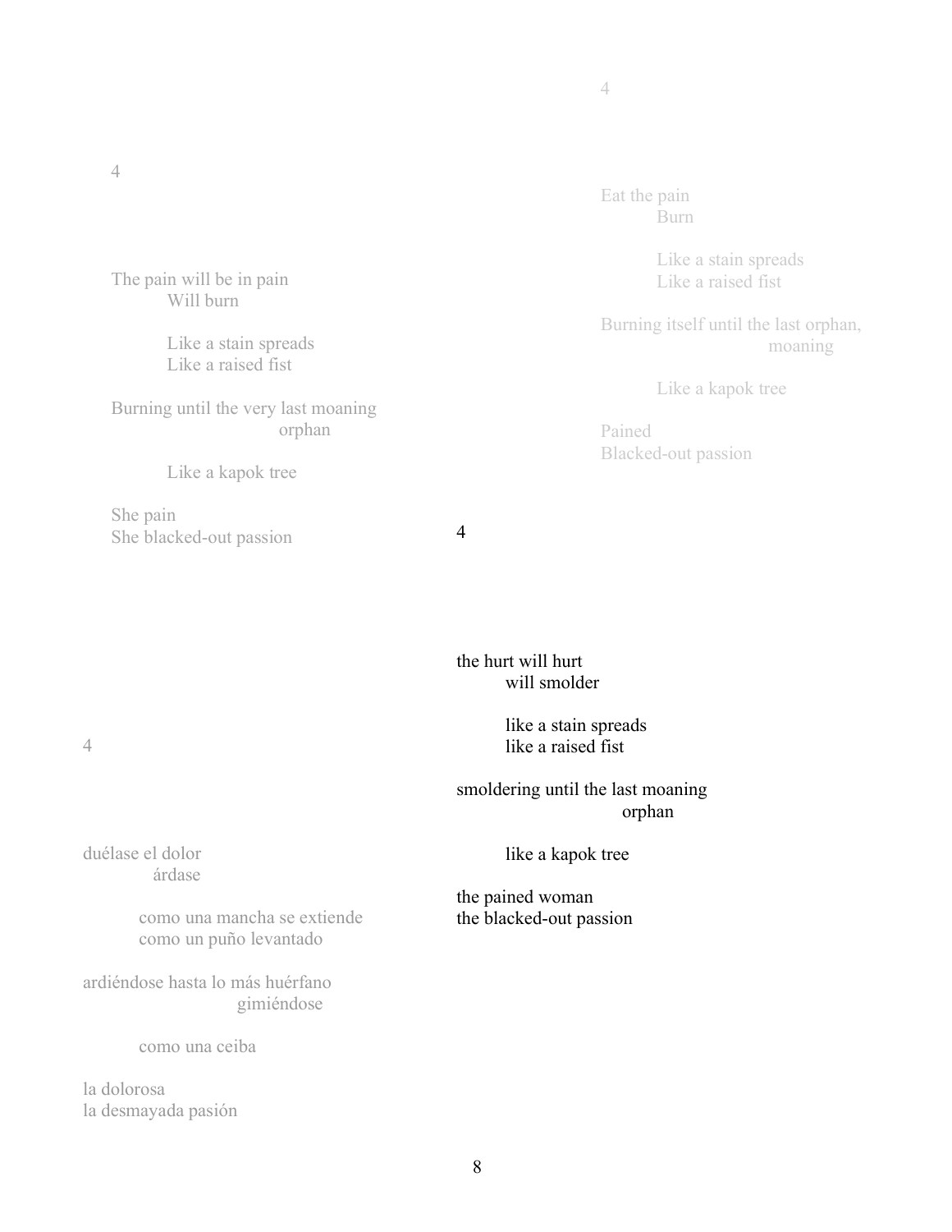4

The pain will be in pain
    Will burn

    Like a stain spreads
    Like a raised fist

Burning until the very last moaning
                orphan

    Like a kapok tree

She pain
She blacked-out passion

4

Eat the pain
    Burn

    Like a stain spreads
    Like a raised fist

Burning itself until the last orphan,
                moaning

    Like a kapok tree

Pained
Blacked-out passion

4

duélase el dolor
    árdase

    como una mancha se extiende
    como un puño levantado

ardiéndose hasta lo más huérfano
                gimiéndose

    como una ceiba

la dolorosa
la desmayada pasión

4

the hurt will hurt
    will smolder

    like a stain spreads
    like a raised fist

smoldering until the last moaning
                orphan

    like a kapok tree

the pained woman
the blacked-out passion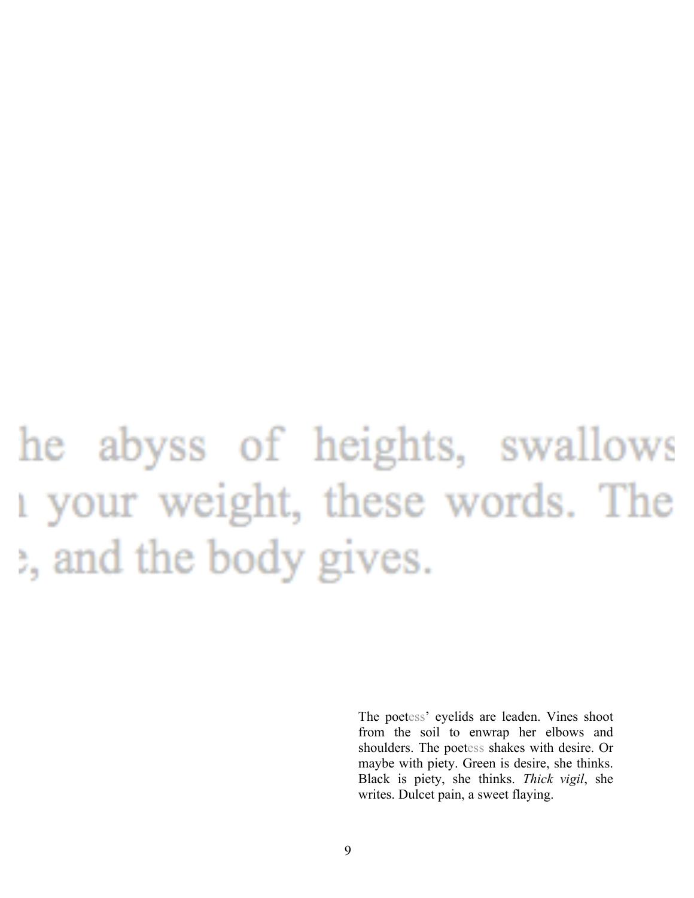he abyss of heights, swallows
ı your weight, these words. The
:, and the body gives.

The poetess' eyelids are leaden. Vines shoot from the soil to enwrap her elbows and shoulders. The poetess shakes with desire. Or maybe with piety. Green is desire, she thinks. Black is piety, she thinks. *Thick vigil*, she writes. Dulcet pain, a sweet flaying.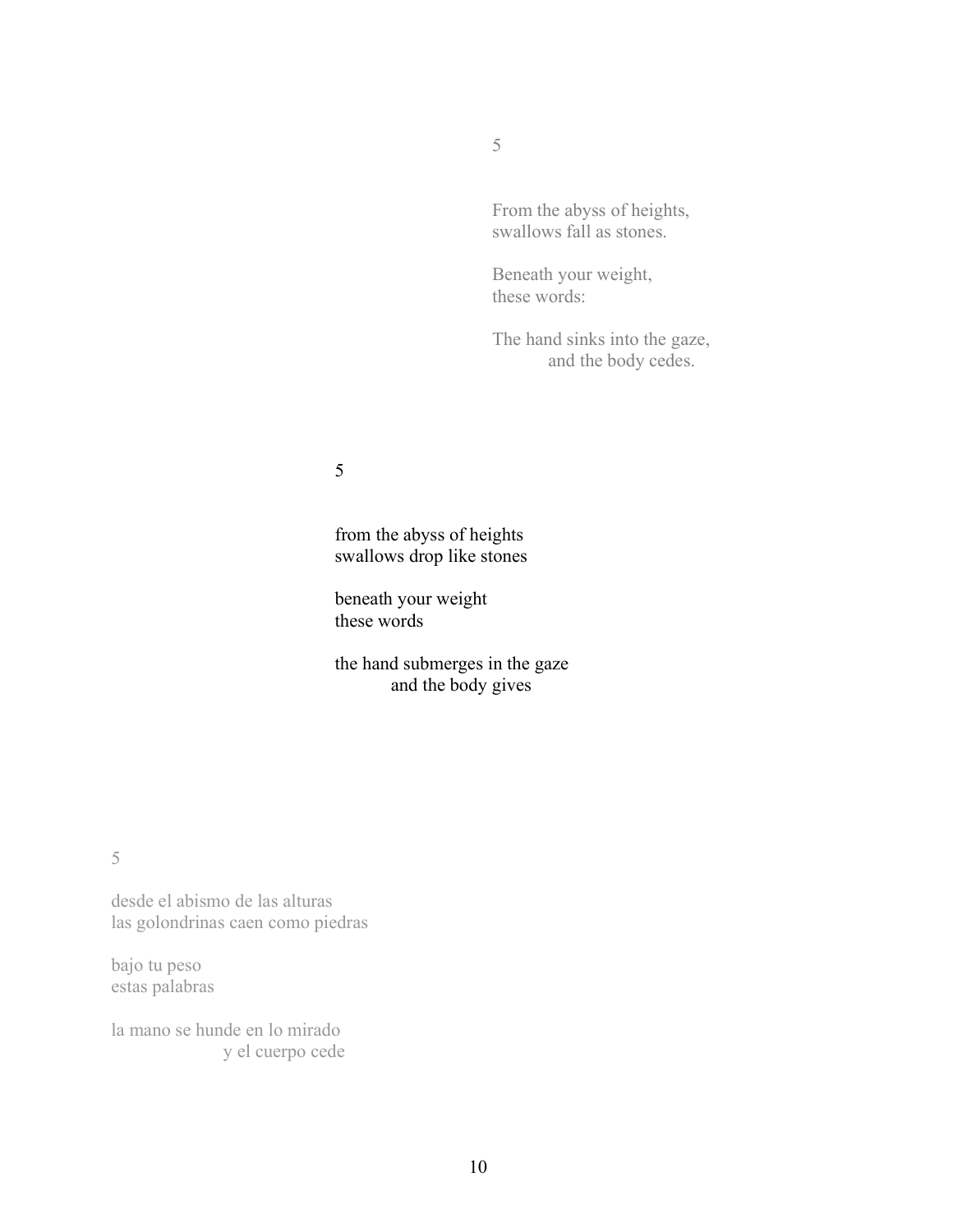5

From the abyss of heights,
swallows fall as stones.

Beneath your weight,
these words:

The hand sinks into the gaze,
 and the body cedes.

5

from the abyss of heights
swallows drop like stones

beneath your weight
these words

the hand submerges in the gaze
 and the body gives

5

desde el abismo de las alturas
las golondrinas caen como piedras

bajo tu peso
estas palabras

la mano se hunde en lo mirado
 y el cuerpo cede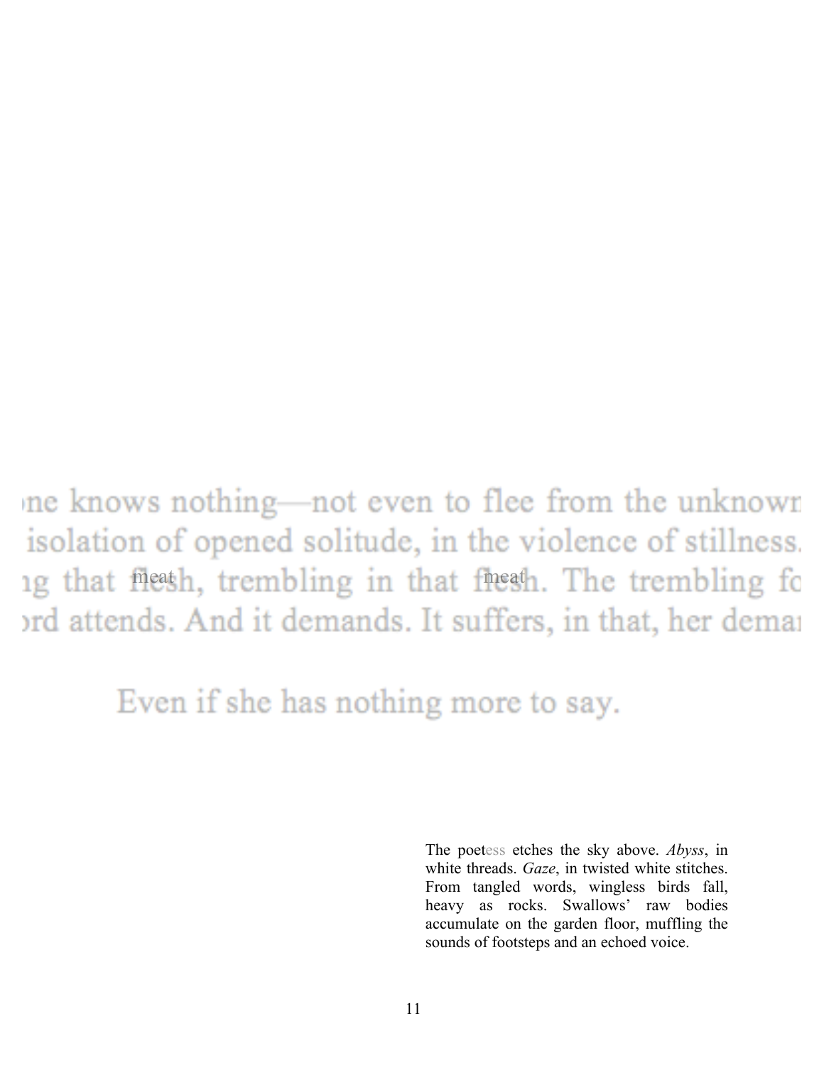ne knows nothing—not even to flee from the unknown
isolation of opened solitude, in the violence of stillness.
ng that ~~flesh~~ meat, trembling in that ~~flesh~~ meat. The trembling fo
ord attends. And it demands. It suffers, in that, her demai

Even if she has nothing more to say.

The poetess etches the sky above. *Abyss*, in white threads. *Gaze*, in twisted white stitches. From tangled words, wingless birds fall, heavy as rocks. Swallows' raw bodies accumulate on the garden floor, muffling the sounds of footsteps and an echoed voice.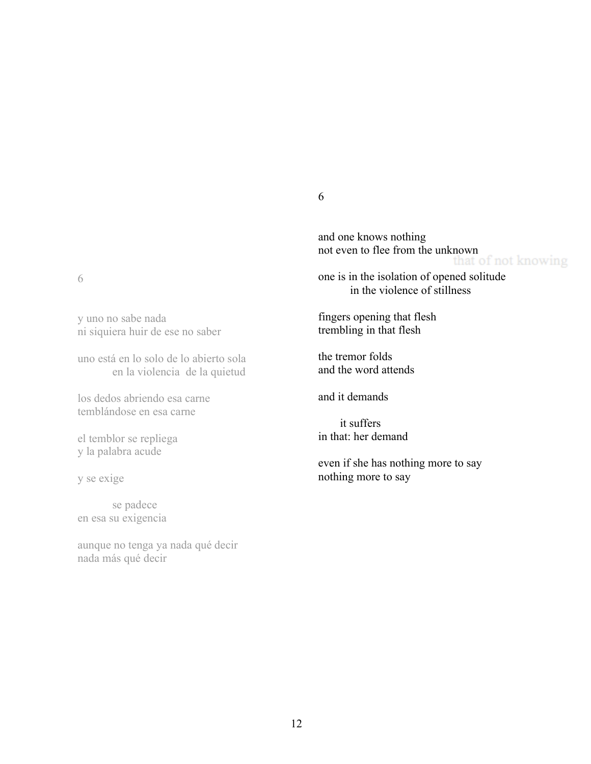6

y uno no sabe nada
ni siquiera huir de ese no saber

uno está en lo solo de lo abierto sola
          en la violencia  de la quietud

los dedos abriendo esa carne
temblándose en esa carne

el temblor se repliega
y la palabra acude

y se exige

          se padece
en esa su exigencia

aunque no tenga ya nada qué decir
nada más qué decir

6

and one knows nothing
not even to flee from the unknown
                              that of not knowing

one is in the isolation of opened solitude
          in the violence of stillness

fingers opening that flesh
trembling in that flesh

the tremor folds
and the word attends

and it demands

       it suffers
in that: her demand

even if she has nothing more to say
nothing more to say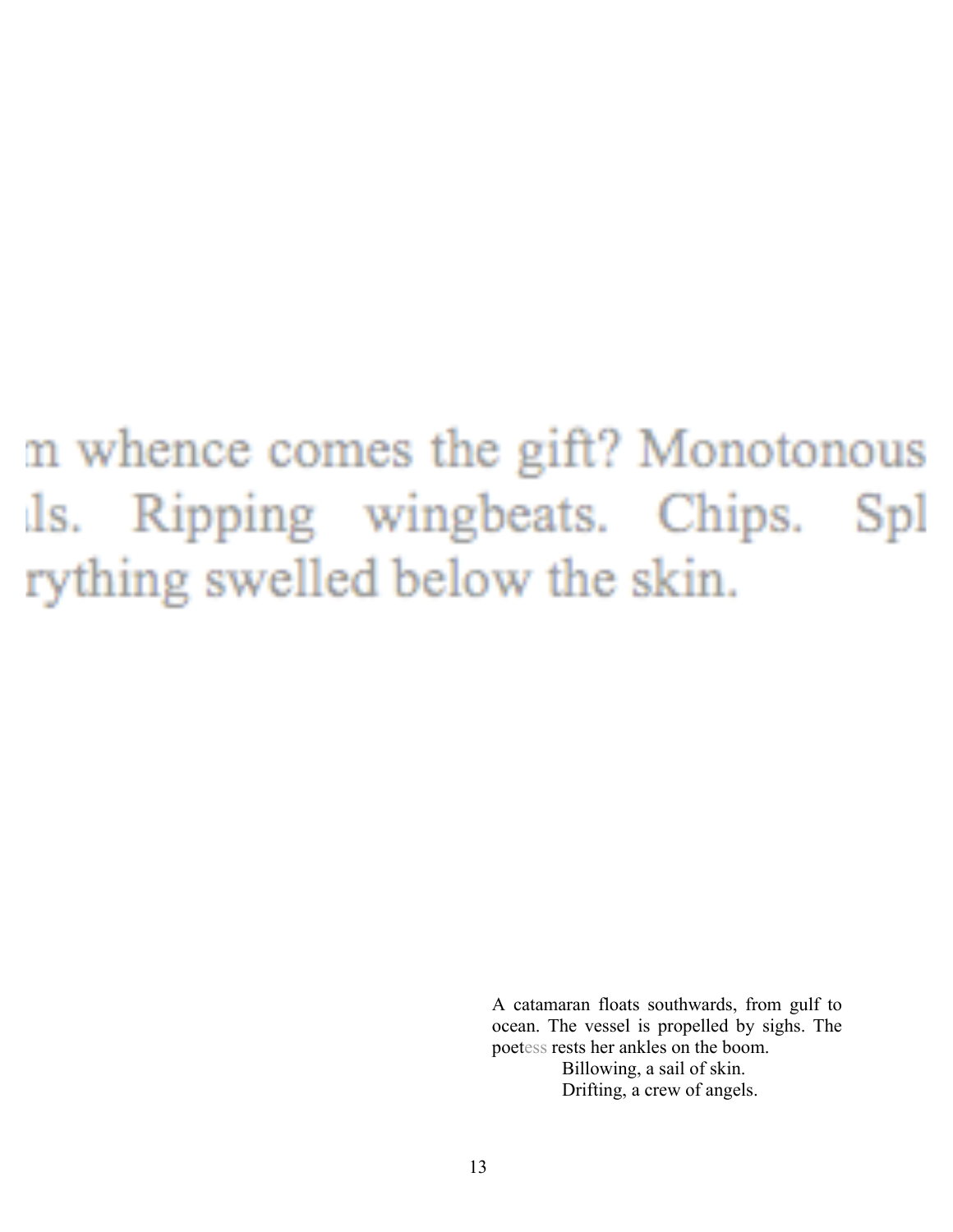n whence comes the gift? Monotonous
ls. Ripping wingbeats. Chips. Spl
rything swelled below the skin.

A catamaran floats southwards, from gulf to ocean. The vessel is propelled by sighs. The poetess rests her ankles on the boom.

Billowing, a sail of skin.
Drifting, a crew of angels.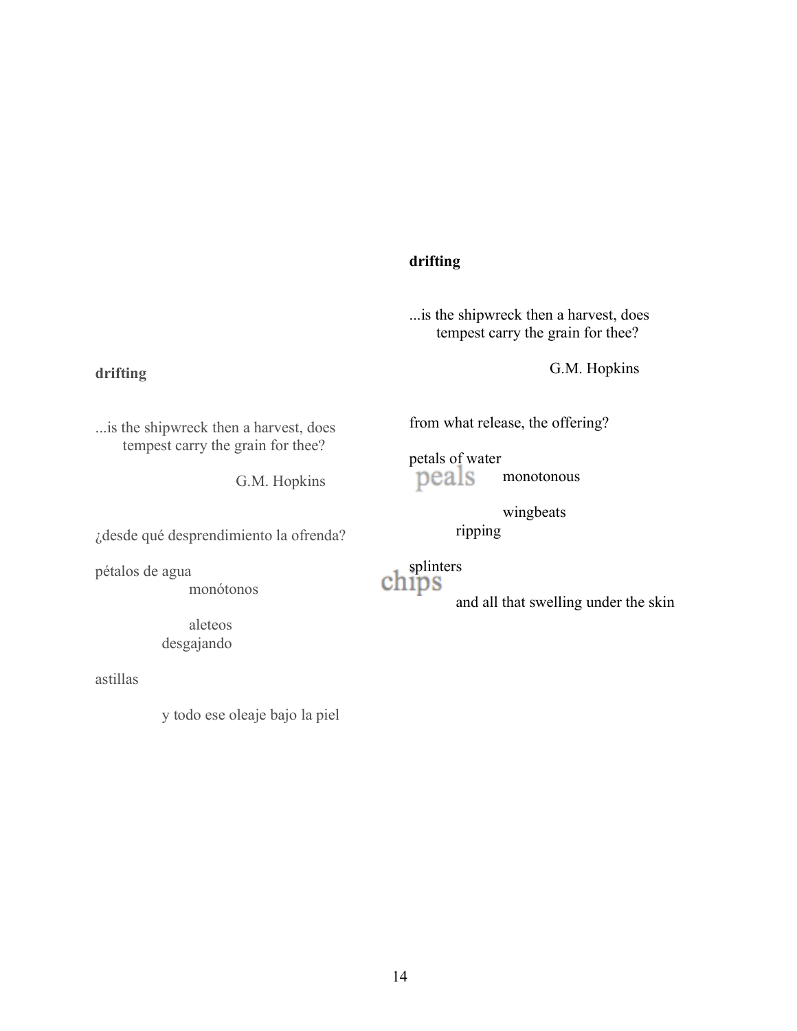**drifting**

...is the shipwreck then a harvest, does
    tempest carry the grain for thee?

G.M. Hopkins

¿desde qué desprendimiento la ofrenda?

pétalos de agua
            monótonos

            aleteos
        desgajando

astillas

        y todo ese oleaje bajo la piel

**drifting**

...is the shipwreck then a harvest, does
    tempest carry the grain for thee?

G.M. Hopkins

from what release, the offering?

petals of water
peals       monotonous

            wingbeats
        ripping

splinters
chips
        and all that swelling under the skin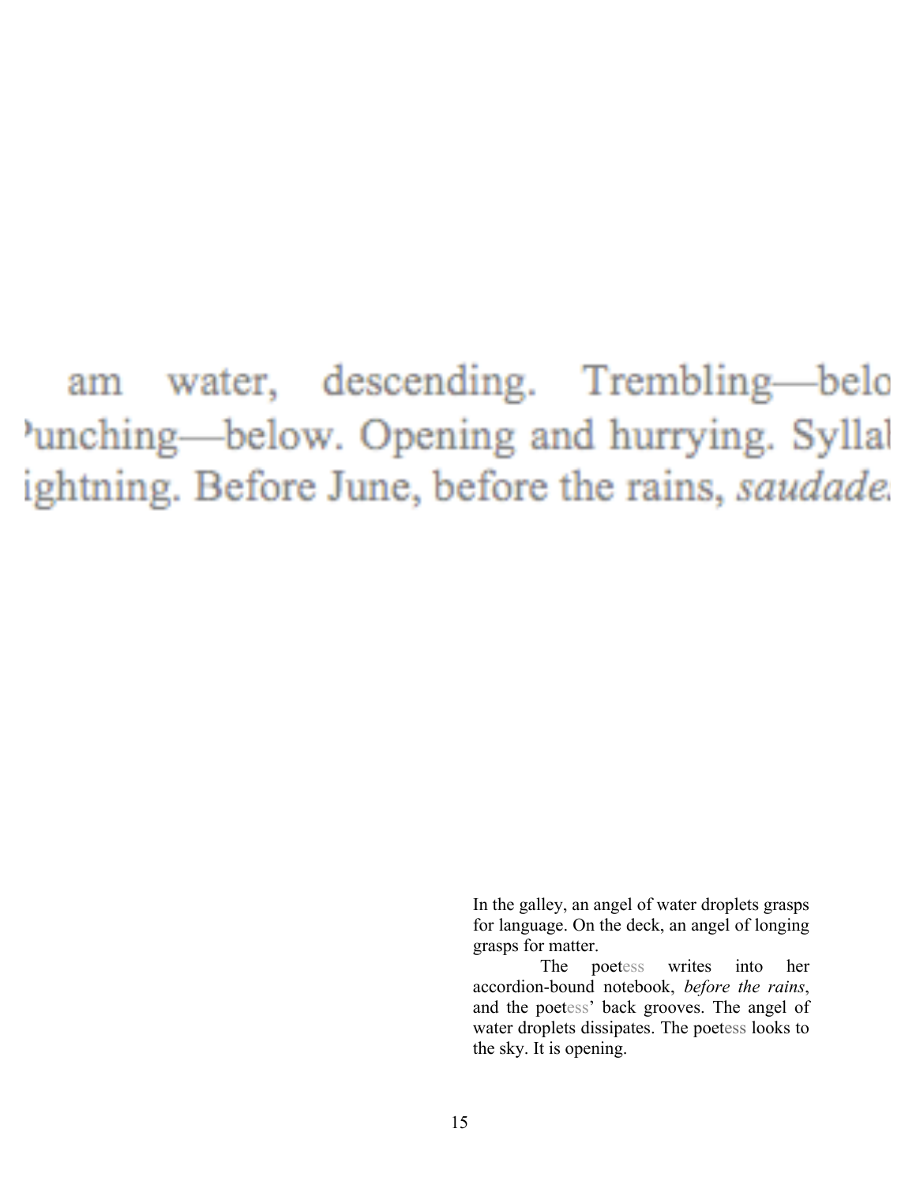am water, descending. Trembling—belo
'unching—below. Opening and hurrying. Syllal
ightning. Before June, before the rains, *saudade*.

In the galley, an angel of water droplets grasps for language. On the deck, an angel of longing grasps for matter.

The poetess writes into her accordion-bound notebook, *before the rains*, and the poetess' back grooves. The angel of water droplets dissipates. The poetess looks to the sky. It is opening.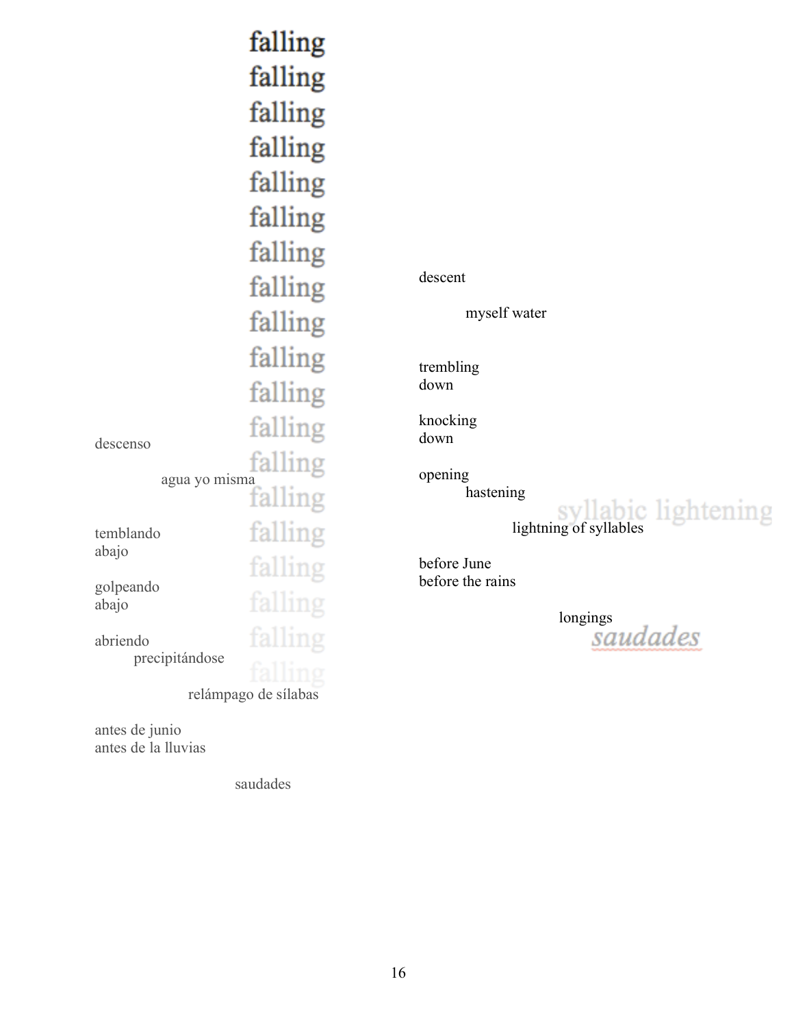falling
falling
falling
falling
falling
falling
falling
falling
falling
falling
falling
falling
falling
falling
falling
falling
falling
falling
falling

descenso

agua yo misma

temblando
abajo

golpeando
abajo

abriendo
precipitándose

relámpago de sílabas

antes de junio
antes de la lluvias

saudades

descent

myself water

trembling
down

knocking
down

opening
hastening

syllabic lightening

lightning of syllables

before June
before the rains

longings

*saudades*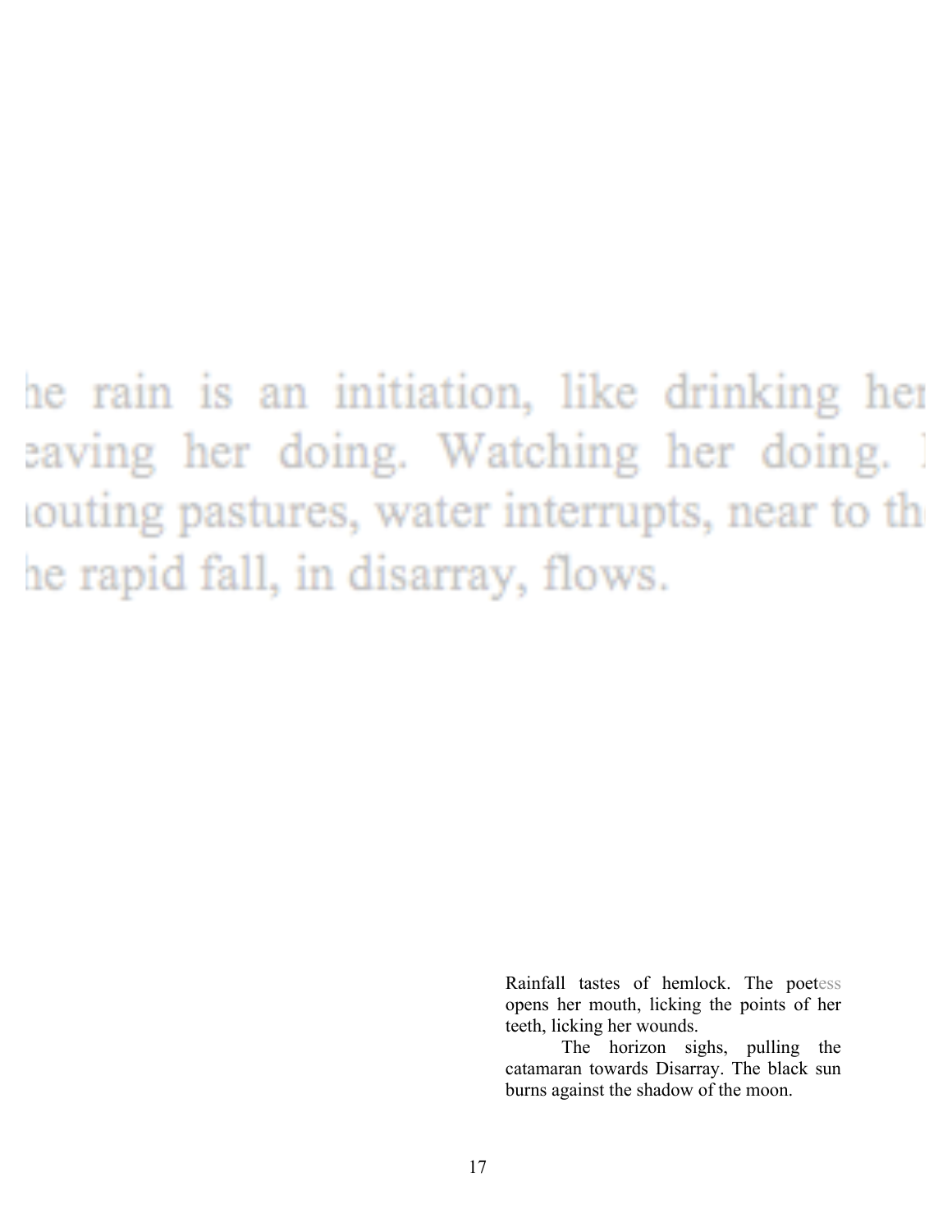he rain is an initiation, like drinking her
eaving her doing. Watching her doing. I
outing pastures, water interrupts, near to th
he rapid fall, in disarray, flows.

Rainfall tastes of hemlock. The poetess opens her mouth, licking the points of her teeth, licking her wounds.

The horizon sighs, pulling the catamaran towards Disarray. The black sun burns against the shadow of the moon.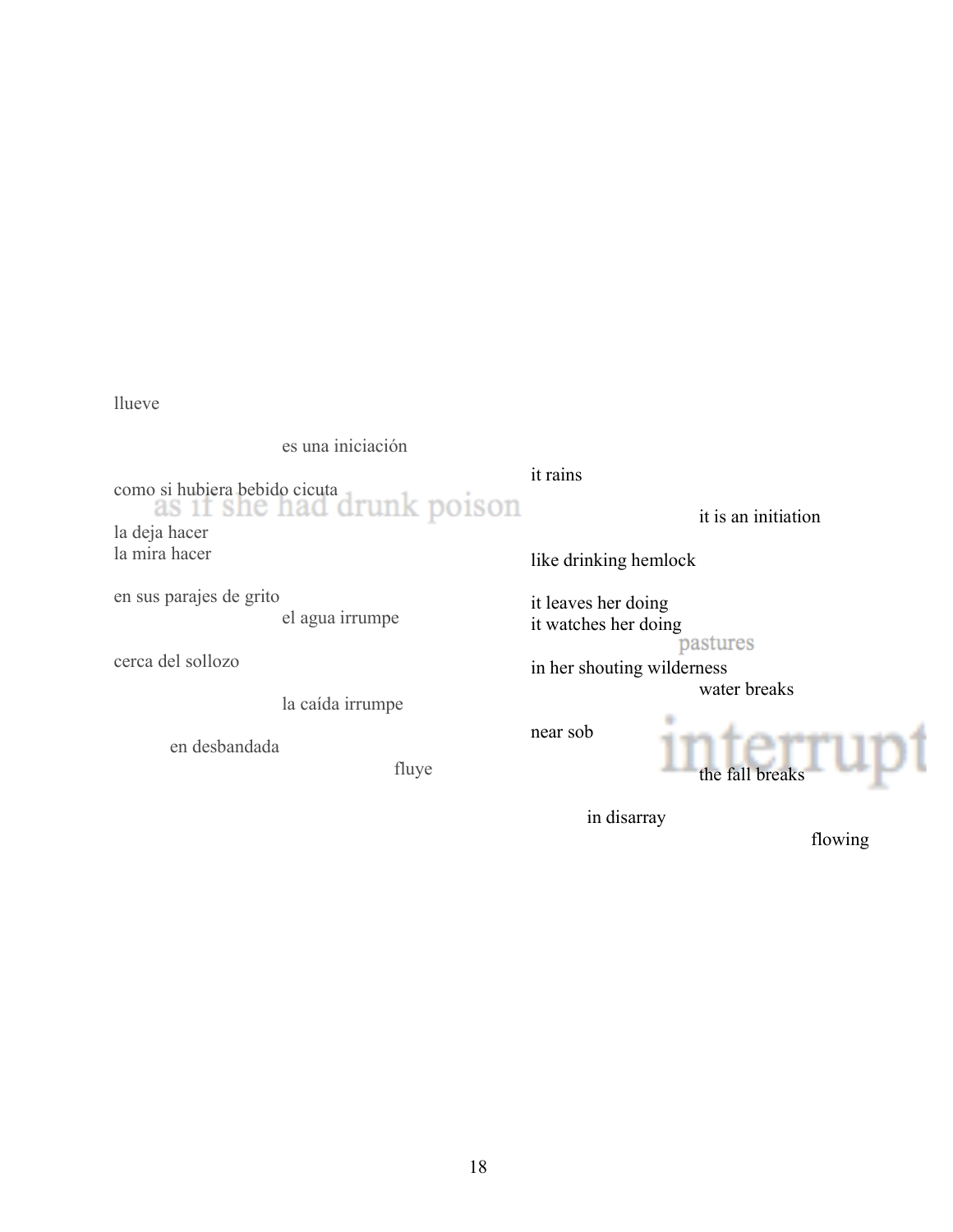llueve

es una iniciación

como si hubiera bebido cicuta
as if she had drunk poison

la deja hacer
la mira hacer

en sus parajes de grito
el agua irrumpe

cerca del sollozo

la caída irrumpe

en desbandada
fluye

it rains

it is an initiation

like drinking hemlock

it leaves her doing
it watches her doing
pastures
in her shouting wilderness
water breaks

near sob
interrupt
the fall breaks

in disarray
flowing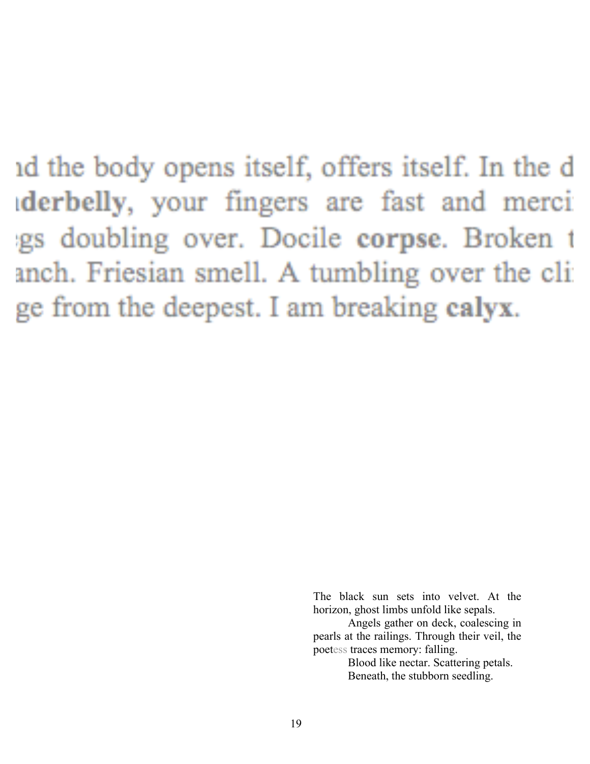ıd the body opens itself, offers itself. In the d
ıderbelly, your fingers are fast and merci
gs doubling over. Docile **corpse**. Broken t
anch. Friesian smell. A tumbling over the cli
ge from the deepest. I am breaking **calyx**.

The black sun sets into velvet. At the horizon, ghost limbs unfold like sepals.

Angels gather on deck, coalescing in pearls at the railings. Through their veil, the poetess traces memory: falling.

Blood like nectar. Scattering petals.

Beneath, the stubborn seedling.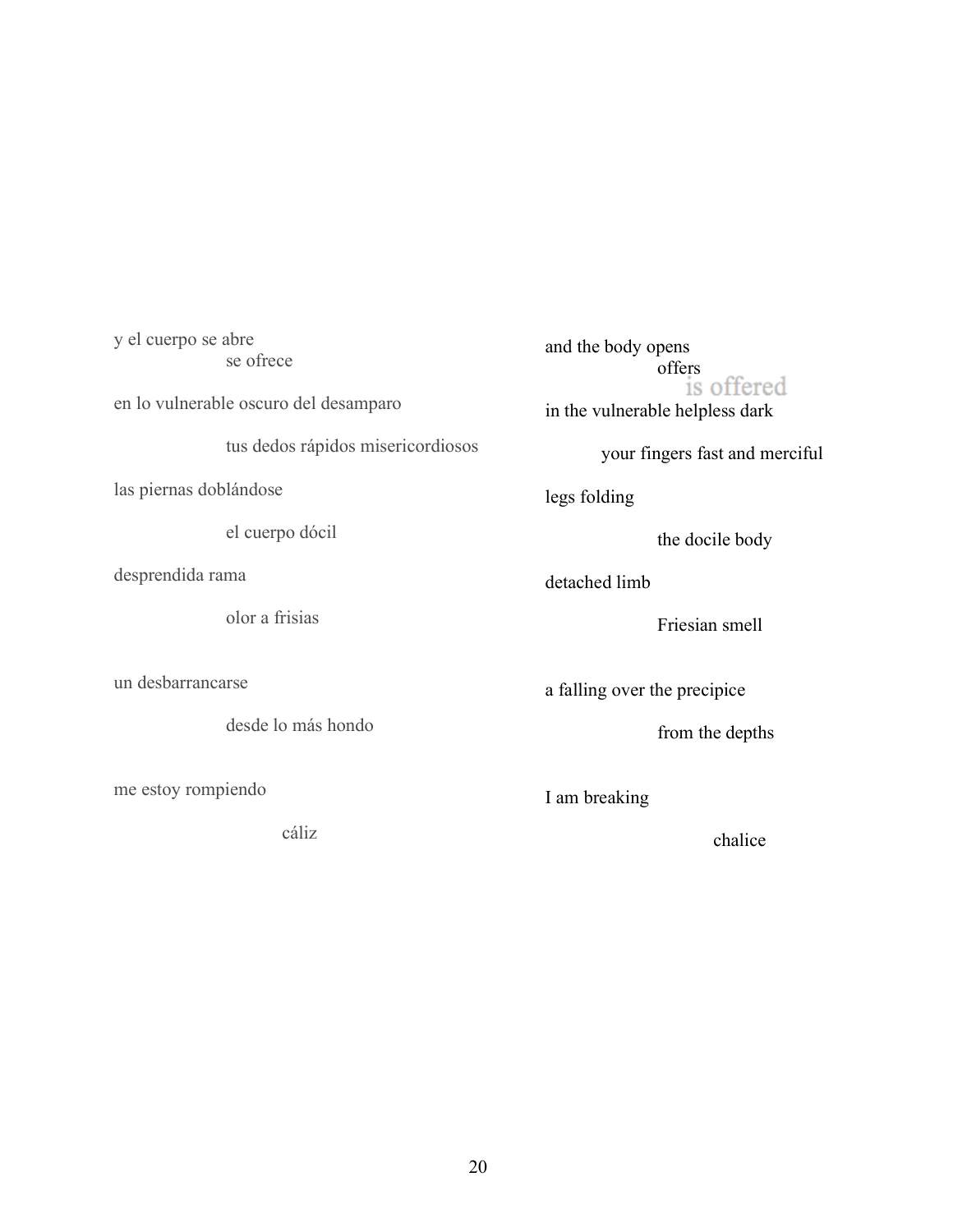y el cuerpo se abre
se ofrece

en lo vulnerable oscuro del desamparo

tus dedos rápidos misericordiosos

las piernas doblándose

el cuerpo dócil

desprendida rama

olor a frisias

un desbarrancarse

desde lo más hondo

me estoy rompiendo

cáliz

and the body opens
offers
is offered

in the vulnerable helpless dark

your fingers fast and merciful

legs folding

the docile body

detached limb

Friesian smell

a falling over the precipice

from the depths

I am breaking

chalice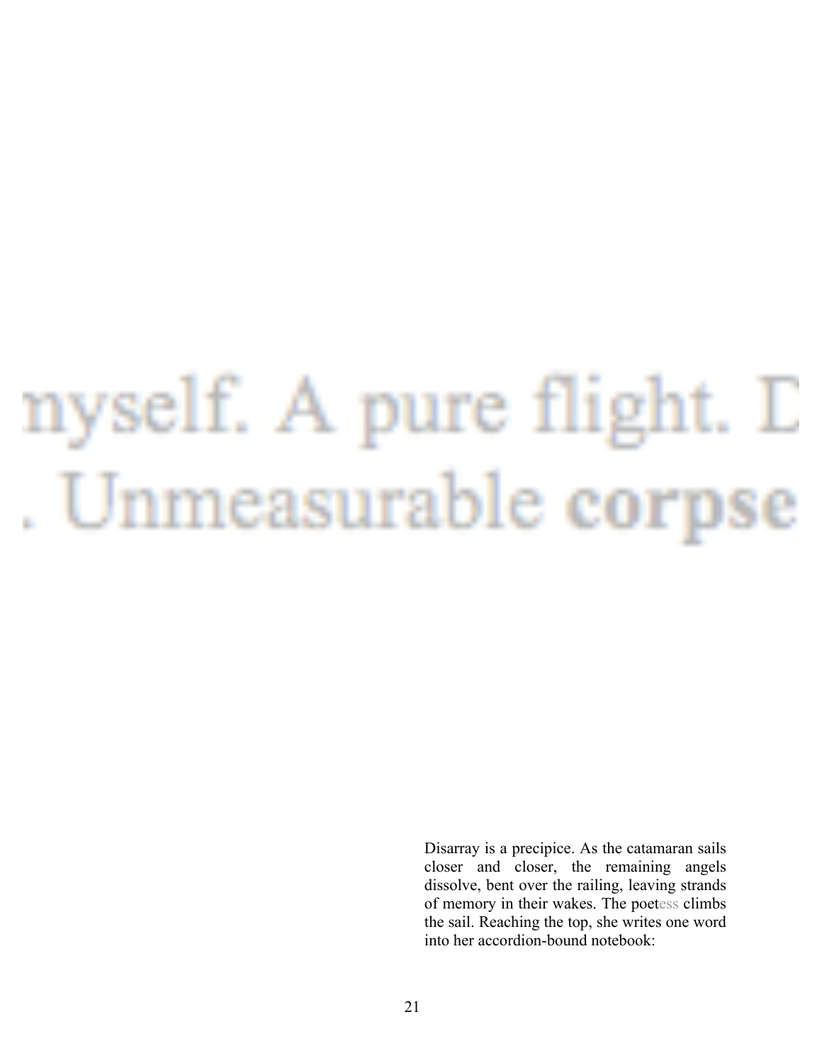nyself. A pure flight. D

. Unmeasurable corpse

Disarray is a precipice. As the catamaran sails closer and closer, the remaining angels dissolve, bent over the railing, leaving strands of memory in their wakes. The poetess climbs the sail. Reaching the top, she writes one word into her accordion-bound notebook: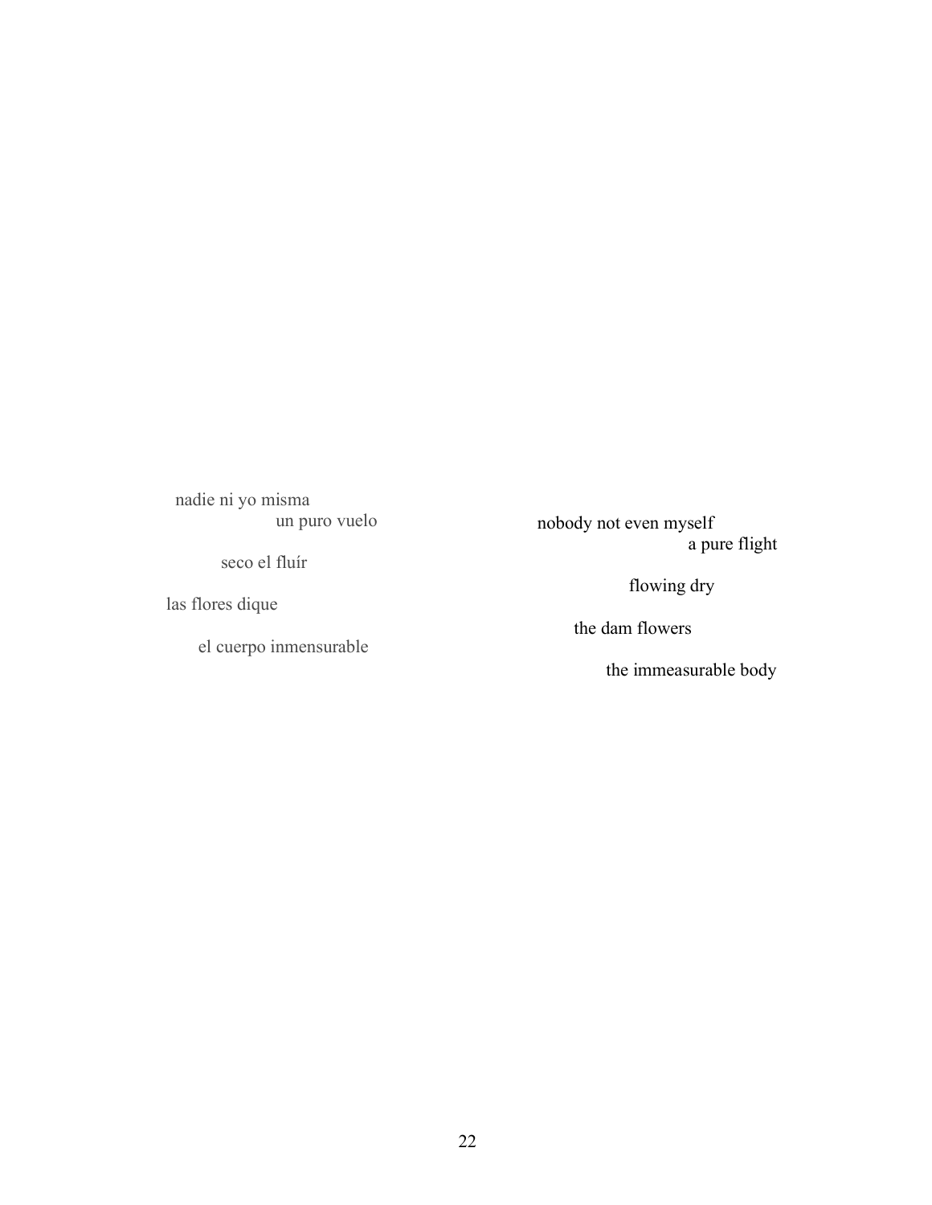nadie ni yo misma
un puro vuelo

seco el fluír

las flores dique

el cuerpo inmensurable

nobody not even myself
a pure flight

flowing dry

the dam flowers

the immeasurable body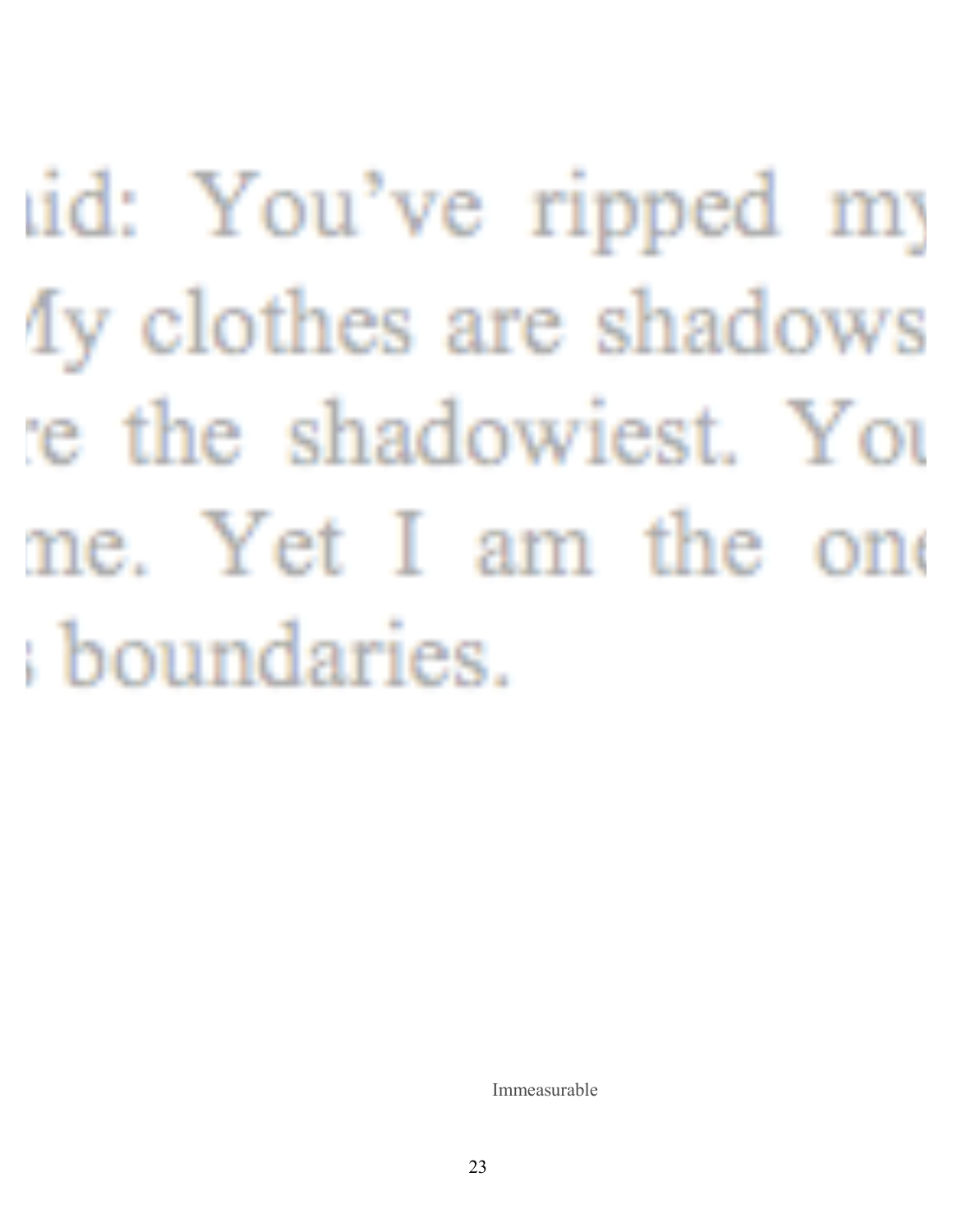id: You've ripped my
My clothes are shadows
re the shadowiest. You
me. Yet I am the one
s boundaries.

Immeasurable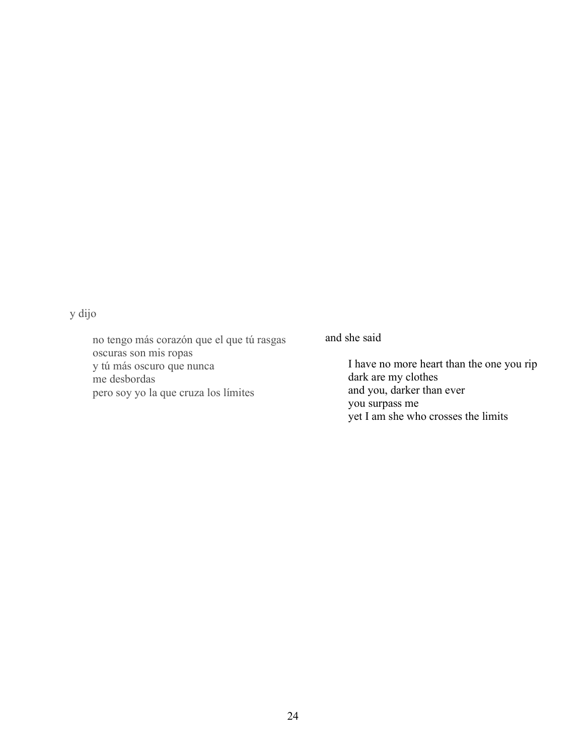y dijo

> no tengo más corazón que el que tú rasgas  
> oscuras son mis ropas  
> y tú más oscuro que nunca  
> me desbordas  
> pero soy yo la que cruza los límites

and she said

> I have no more heart than the one you rip  
> dark are my clothes  
> and you, darker than ever  
> you surpass me  
> yet I am she who crosses the limits